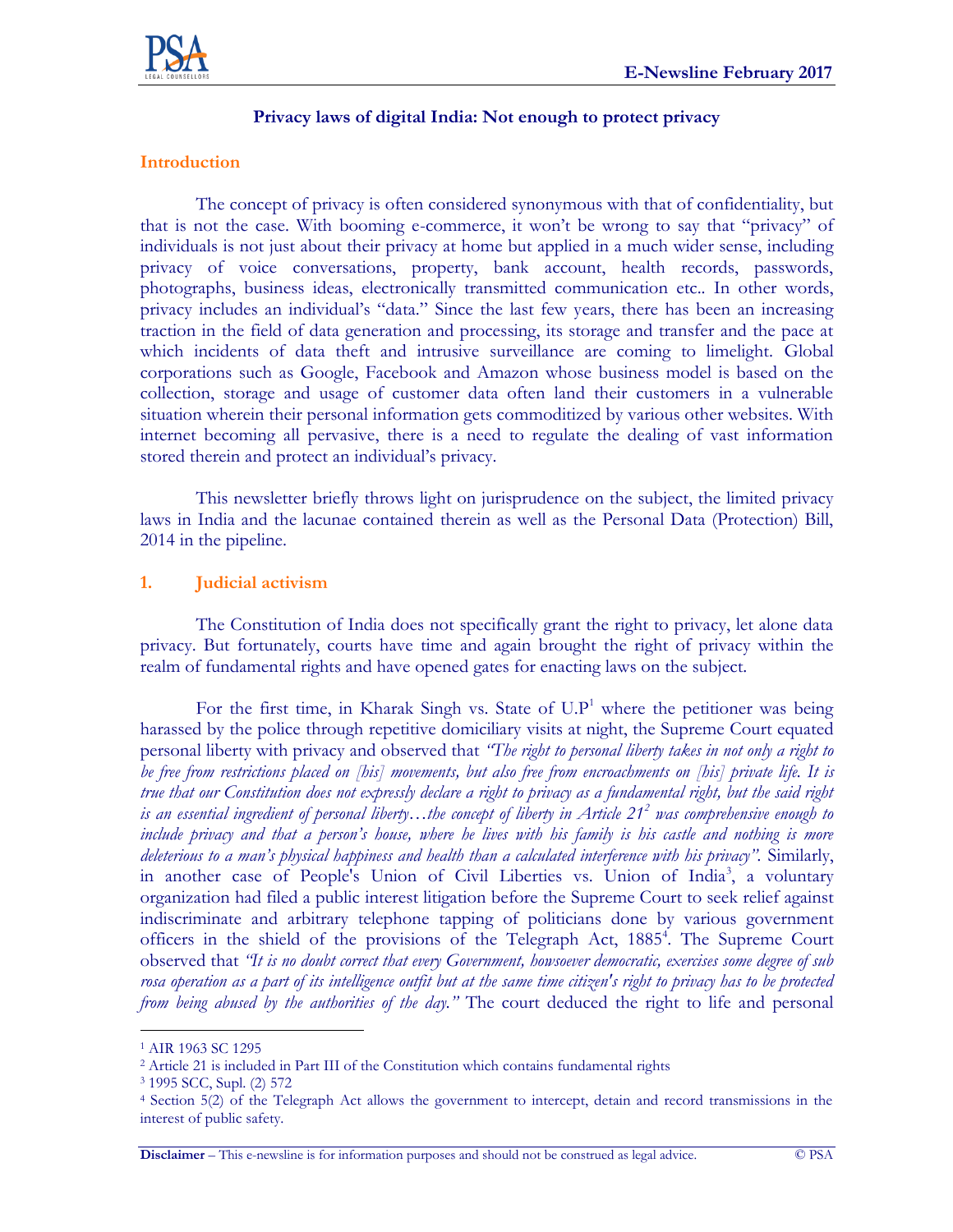## Privacy laws of digital India: Not enough to protect privacy

### Introduction

The concept of privacy is often considered synonymous with that of confidentiality, but that is not the case. With booming e-commerce, it won't be wrong to say that "privacy" of individuals is not just about their privacy at home but applied in a much wider sense, including privacy of voice conversations, property, bank account, health records, passwords, photographs, business ideas, electronically transmitted communication etc.. In other words, privacy includes an individual's "data." Since the last few years, there has been an increasing traction in the field of data generation and processing, its storage and transfer and the pace at which incidents of data theft and intrusive surveillance are coming to limelight. Global corporations such as Google, Facebook and Amazon whose business model is based on the collection, storage and usage of customer data often land their customers in a vulnerable situation wherein their personal information gets commoditized by various other websites. With internet becoming all pervasive, there is a need to regulate the dealing of vast information stored therein and protect an individual's privacy.

This newsletter briefly throws light on jurisprudence on the subject, the limited privacy laws in India and the lacunae contained therein as well as the Personal Data (Protection) Bill, 2014 in the pipeline.

### 1. Judicial activism

The Constitution of India does not specifically grant the right to privacy, let alone data privacy. But fortunately, courts have time and again brought the right of privacy within the realm of fundamental rights and have opened gates for enacting laws on the subject.

For the first time, in Kharak Singh vs. State of U.P[1] where the petitioner was being harassed by the police through repetitive domiciliary visits at night, the Supreme Court equated personal liberty with privacy and observed that *"The right to personal liberty takes in not only a right to be free from restrictions placed on [his] movements, but also free from encroachments on [his] private life. It is true that our Constitution does not expressly declare a right to privacy as a fundamental right, but the said right is an essential ingredient of personal liberty…the concept of liberty in Article 21[2] was comprehensive enough to include privacy and that a person's house, where he lives with his family is his castle and nothing is more deleterious to a man's physical happiness and health than a calculated interference with his privacy".* Similarly, in another case of People's Union of Civil Liberties vs. Union of India[3], a voluntary organization had filed a public interest litigation before the Supreme Court to seek relief against indiscriminate and arbitrary telephone tapping of politicians done by various government officers in the shield of the provisions of the Telegraph Act, 1885[4]. The Supreme Court observed that *"It is no doubt correct that every Government, howsoever democratic, exercises some degree of sub rosa operation as a part of its intelligence outfit but at the same time citizen's right to privacy has to be protected from being abused by the authorities of the day."* The court deduced the right to life and personal

---

[1] AIR 1963 SC 1295

[2] Article 21 is included in Part III of the Constitution which contains fundamental rights

[3] 1995 SCC, Supl. (2) 572

[4] Section 5(2) of the Telegraph Act allows the government to intercept, detain and record transmissions in the interest of public safety.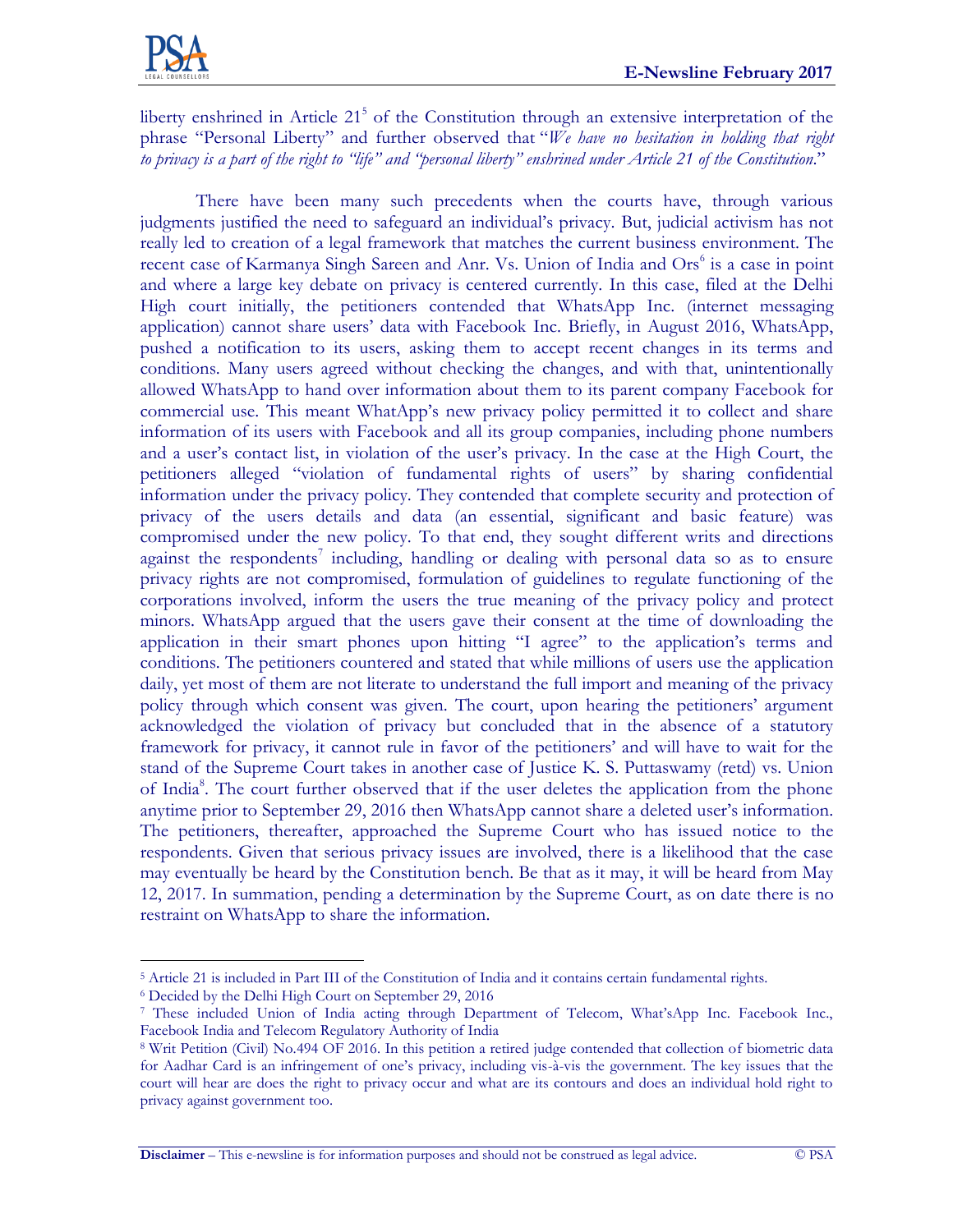liberty enshrined in Article 21[5] of the Constitution through an extensive interpretation of the phrase "Personal Liberty" and further observed that "*We have no hesitation in holding that right to privacy is a part of the right to "life" and "personal liberty" enshrined under Article 21 of the Constitution*."

There have been many such precedents when the courts have, through various judgments justified the need to safeguard an individual's privacy. But, judicial activism has not really led to creation of a legal framework that matches the current business environment. The recent case of Karmanya Singh Sareen and Anr. Vs. Union of India and Ors[6] is a case in point and where a large key debate on privacy is centered currently. In this case, filed at the Delhi High court initially, the petitioners contended that WhatsApp Inc. (internet messaging application) cannot share users' data with Facebook Inc. Briefly, in August 2016, WhatsApp, pushed a notification to its users, asking them to accept recent changes in its terms and conditions. Many users agreed without checking the changes, and with that, unintentionally allowed WhatsApp to hand over information about them to its parent company Facebook for commercial use. This meant WhatApp's new privacy policy permitted it to collect and share information of its users with Facebook and all its group companies, including phone numbers and a user's contact list, in violation of the user's privacy. In the case at the High Court, the petitioners alleged "violation of fundamental rights of users" by sharing confidential information under the privacy policy. They contended that complete security and protection of privacy of the users details and data (an essential, significant and basic feature) was compromised under the new policy. To that end, they sought different writs and directions against the respondents[7] including, handling or dealing with personal data so as to ensure privacy rights are not compromised, formulation of guidelines to regulate functioning of the corporations involved, inform the users the true meaning of the privacy policy and protect minors. WhatsApp argued that the users gave their consent at the time of downloading the application in their smart phones upon hitting "I agree" to the application's terms and conditions. The petitioners countered and stated that while millions of users use the application daily, yet most of them are not literate to understand the full import and meaning of the privacy policy through which consent was given. The court, upon hearing the petitioners' argument acknowledged the violation of privacy but concluded that in the absence of a statutory framework for privacy, it cannot rule in favor of the petitioners' and will have to wait for the stand of the Supreme Court takes in another case of Justice K. S. Puttaswamy (retd) vs. Union of India[8]. The court further observed that if the user deletes the application from the phone anytime prior to September 29, 2016 then WhatsApp cannot share a deleted user's information. The petitioners, thereafter, approached the Supreme Court who has issued notice to the respondents. Given that serious privacy issues are involved, there is a likelihood that the case may eventually be heard by the Constitution bench. Be that as it may, it will be heard from May 12, 2017. In summation, pending a determination by the Supreme Court, as on date there is no restraint on WhatsApp to share the information.

---

[5] Article 21 is included in Part III of the Constitution of India and it contains certain fundamental rights.

[6] Decided by the Delhi High Court on September 29, 2016

[7] These included Union of India acting through Department of Telecom, What'sApp Inc. Facebook Inc., Facebook India and Telecom Regulatory Authority of India

[8] Writ Petition (Civil) No.494 OF 2016. In this petition a retired judge contended that collection of biometric data for Aadhar Card is an infringement of one's privacy, including vis-à-vis the government. The key issues that the court will hear are does the right to privacy occur and what are its contours and does an individual hold right to privacy against government too.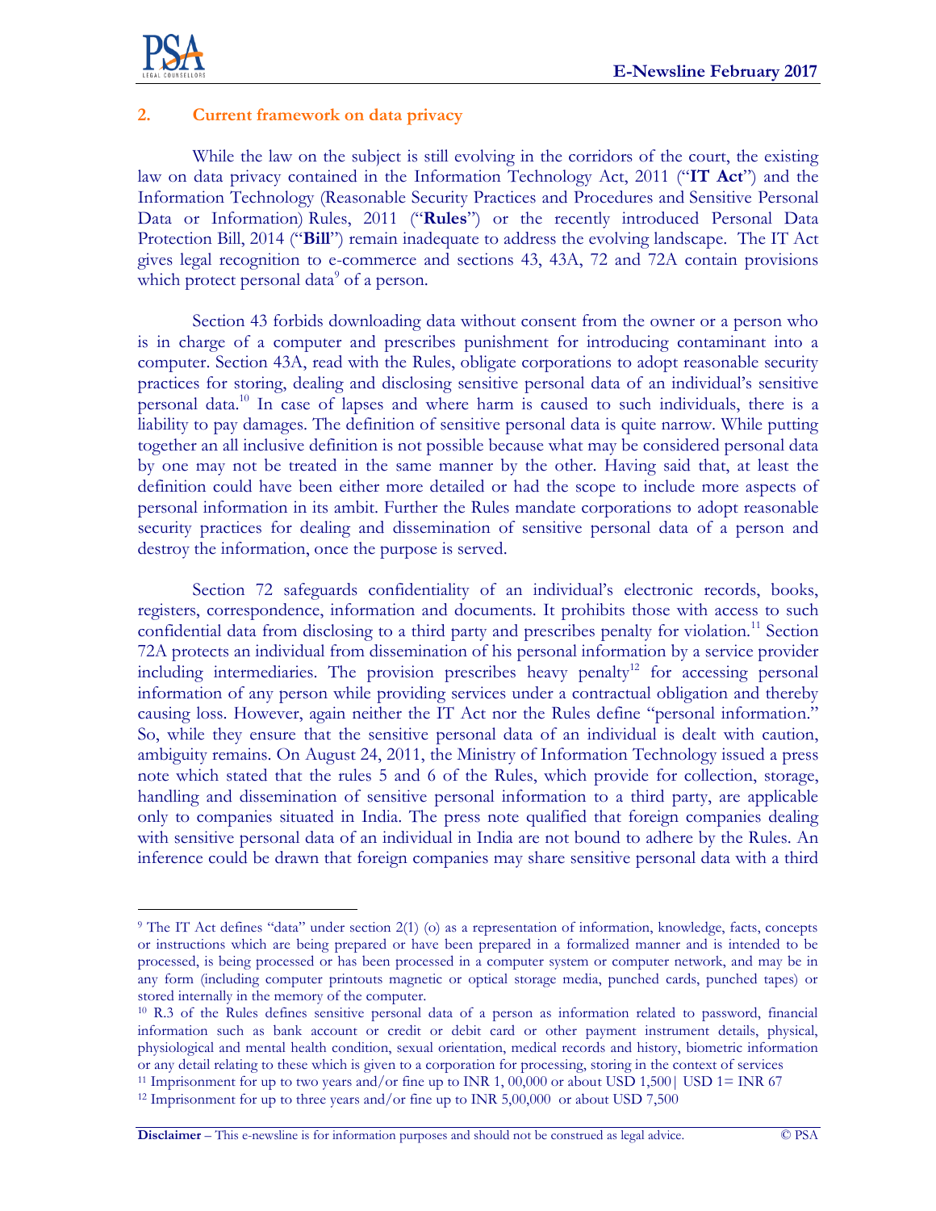## 2. Current framework on data privacy

While the law on the subject is still evolving in the corridors of the court, the existing law on data privacy contained in the Information Technology Act, 2011 ("**IT Act**") and the Information Technology (Reasonable Security Practices and Procedures and Sensitive Personal Data or Information) Rules, 2011 ("**Rules**") or the recently introduced Personal Data Protection Bill, 2014 ("**Bill**") remain inadequate to address the evolving landscape. The IT Act gives legal recognition to e-commerce and sections 43, 43A, 72 and 72A contain provisions which protect personal data[9] of a person.

Section 43 forbids downloading data without consent from the owner or a person who is in charge of a computer and prescribes punishment for introducing contaminant into a computer. Section 43A, read with the Rules, obligate corporations to adopt reasonable security practices for storing, dealing and disclosing sensitive personal data of an individual's sensitive personal data.[10] In case of lapses and where harm is caused to such individuals, there is a liability to pay damages. The definition of sensitive personal data is quite narrow. While putting together an all inclusive definition is not possible because what may be considered personal data by one may not be treated in the same manner by the other. Having said that, at least the definition could have been either more detailed or had the scope to include more aspects of personal information in its ambit. Further the Rules mandate corporations to adopt reasonable security practices for dealing and dissemination of sensitive personal data of a person and destroy the information, once the purpose is served.

Section 72 safeguards confidentiality of an individual's electronic records, books, registers, correspondence, information and documents. It prohibits those with access to such confidential data from disclosing to a third party and prescribes penalty for violation.[11] Section 72A protects an individual from dissemination of his personal information by a service provider including intermediaries. The provision prescribes heavy penalty[12] for accessing personal information of any person while providing services under a contractual obligation and thereby causing loss. However, again neither the IT Act nor the Rules define "personal information." So, while they ensure that the sensitive personal data of an individual is dealt with caution, ambiguity remains. On August 24, 2011, the Ministry of Information Technology issued a press note which stated that the rules 5 and 6 of the Rules, which provide for collection, storage, handling and dissemination of sensitive personal information to a third party, are applicable only to companies situated in India. The press note qualified that foreign companies dealing with sensitive personal data of an individual in India are not bound to adhere by the Rules. An inference could be drawn that foreign companies may share sensitive personal data with a third

---

[9] The IT Act defines "data" under section 2(1) (o) as a representation of information, knowledge, facts, concepts or instructions which are being prepared or have been prepared in a formalized manner and is intended to be processed, is being processed or has been processed in a computer system or computer network, and may be in any form (including computer printouts magnetic or optical storage media, punched cards, punched tapes) or stored internally in the memory of the computer.

[10] R.3 of the Rules defines sensitive personal data of a person as information related to password, financial information such as bank account or credit or debit card or other payment instrument details, physical, physiological and mental health condition, sexual orientation, medical records and history, biometric information or any detail relating to these which is given to a corporation for processing, storing in the context of services

[11] Imprisonment for up to two years and/or fine up to INR 1, 00,000 or about USD 1,500| USD 1= INR 67

[12] Imprisonment for up to three years and/or fine up to INR 5,00,000 or about USD 7,500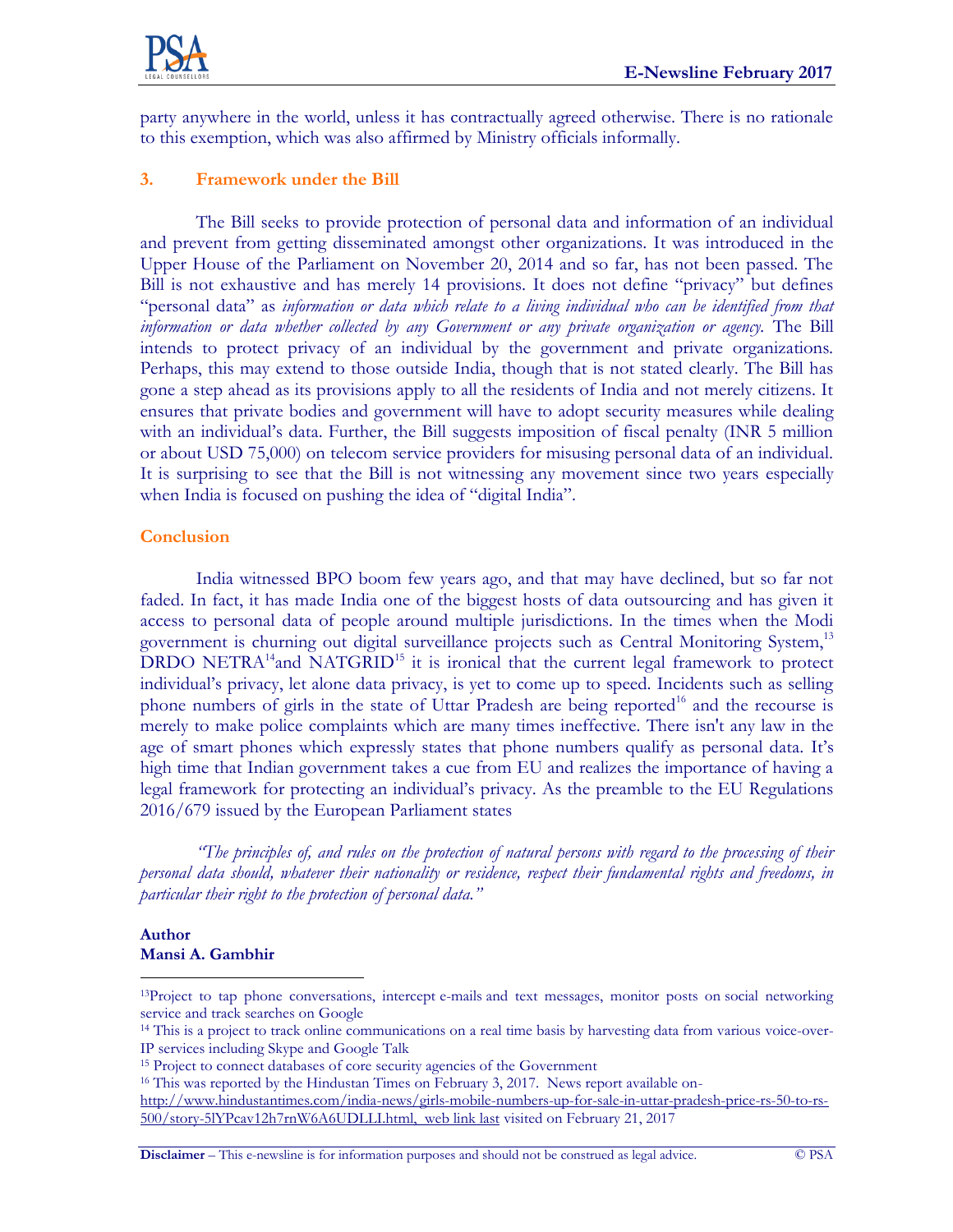party anywhere in the world, unless it has contractually agreed otherwise. There is no rationale to this exemption, which was also affirmed by Ministry officials informally.

## 3. Framework under the Bill

The Bill seeks to provide protection of personal data and information of an individual and prevent from getting disseminated amongst other organizations. It was introduced in the Upper House of the Parliament on November 20, 2014 and so far, has not been passed. The Bill is not exhaustive and has merely 14 provisions. It does not define "privacy" but defines "personal data" as *information or data which relate to a living individual who can be identified from that information or data whether collected by any Government or any private organization or agency.* The Bill intends to protect privacy of an individual by the government and private organizations. Perhaps, this may extend to those outside India, though that is not stated clearly. The Bill has gone a step ahead as its provisions apply to all the residents of India and not merely citizens. It ensures that private bodies and government will have to adopt security measures while dealing with an individual's data. Further, the Bill suggests imposition of fiscal penalty (INR 5 million or about USD 75,000) on telecom service providers for misusing personal data of an individual. It is surprising to see that the Bill is not witnessing any movement since two years especially when India is focused on pushing the idea of "digital India".

## Conclusion

India witnessed BPO boom few years ago, and that may have declined, but so far not faded. In fact, it has made India one of the biggest hosts of data outsourcing and has given it access to personal data of people around multiple jurisdictions. In the times when the Modi government is churning out digital surveillance projects such as Central Monitoring System,[13] DRDO NETRA[14]and NATGRID[15] it is ironical that the current legal framework to protect individual's privacy, let alone data privacy, is yet to come up to speed. Incidents such as selling phone numbers of girls in the state of Uttar Pradesh are being reported[16] and the recourse is merely to make police complaints which are many times ineffective. There isn't any law in the age of smart phones which expressly states that phone numbers qualify as personal data. It's high time that Indian government takes a cue from EU and realizes the importance of having a legal framework for protecting an individual's privacy. As the preamble to the EU Regulations 2016/679 issued by the European Parliament states

*"The principles of, and rules on the protection of natural persons with regard to the processing of their personal data should, whatever their nationality or residence, respect their fundamental rights and freedoms, in particular their right to the protection of personal data."*

**Author**
**Mansi A. Gambhir**

---

[13]Project to tap phone conversations, intercept e-mails and text messages, monitor posts on social networking service and track searches on Google

[14] This is a project to track online communications on a real time basis by harvesting data from various voice-over-IP services including Skype and Google Talk

[15] Project to connect databases of core security agencies of the Government

[16] This was reported by the Hindustan Times on February 3, 2017. News report available on- http://www.hindustantimes.com/india-news/girls-mobile-numbers-up-for-sale-in-uttar-pradesh-price-rs-50-to-rs-500/story-5lYPcav12h7rnW6A6UDLLI.html, web link last visited on February 21, 2017

**Disclaimer** – This e-newsline is for information purposes and should not be construed as legal advice. © PSA